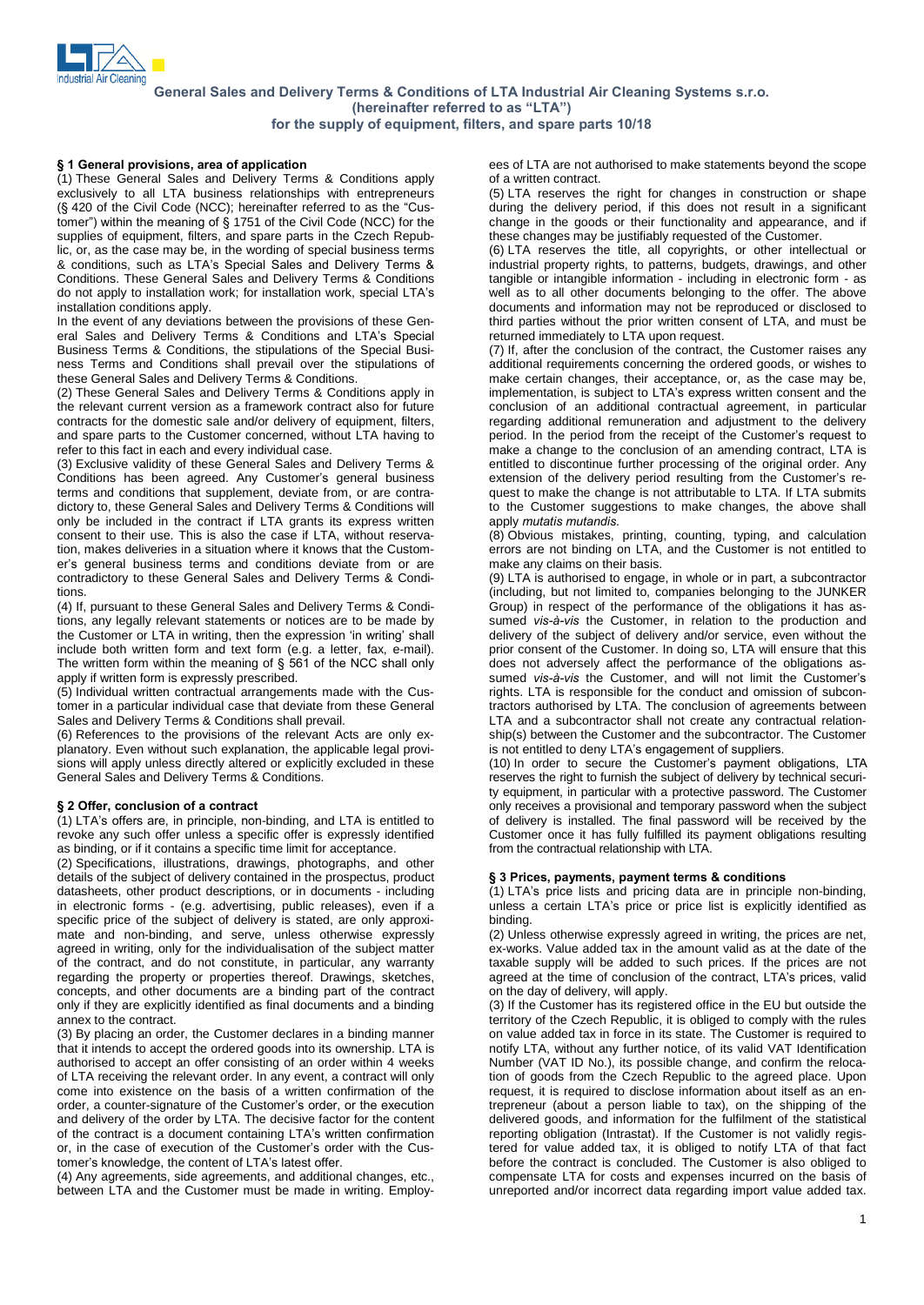# General Sales and Delivery Terms & Conditions of LTA Industrial Air Cleaning Systems s.r.o. (hereinafter referred to as "LTA") for the supply of equipment, filters, and spare parts 10/18

## § 1 General provisions, area of application

(1) These General Sales and Delivery Terms & Conditions apply exclusively to all LTA business relationships with entrepreneurs (§ 420 of the Civil Code (NCC); hereinafter referred to as the "Customer") within the meaning of § 1751 of the Civil Code (NCC) for the supplies of equipment, filters, and spare parts in the Czech Republic, or, as the case may be, in the wording of special business terms & conditions, such as LTA's Special Sales and Delivery Terms & Conditions. These General Sales and Delivery Terms & Conditions do not apply to installation work; for installation work, special LTA's installation conditions apply.

In the event of any deviations between the provisions of these General Sales and Delivery Terms & Conditions and LTA's Special Business Terms & Conditions, the stipulations of the Special Business Terms and Conditions shall prevail over the stipulations of these General Sales and Delivery Terms & Conditions.

(2) These General Sales and Delivery Terms & Conditions apply in the relevant current version as a framework contract also for future contracts for the domestic sale and/or delivery of equipment, filters, and spare parts to the Customer concerned, without LTA having to refer to this fact in each and every individual case.

(3) Exclusive validity of these General Sales and Delivery Terms & Conditions has been agreed. Any Customer's general business terms and conditions that supplement, deviate from, or are contradictory to, these General Sales and Delivery Terms & Conditions will only be included in the contract if LTA grants its express written consent to their use. This is also the case if LTA, without reservation, makes deliveries in a situation where it knows that the Customer's general business terms and conditions deviate from or are contradictory to these General Sales and Delivery Terms & Conditions.

(4) If, pursuant to these General Sales and Delivery Terms & Conditions, any legally relevant statements or notices are to be made by the Customer or LTA in writing, then the expression 'in writing' shall include both written form and text form (e.g. a letter, fax, e-mail). The written form within the meaning of § 561 of the NCC shall only apply if written form is expressly prescribed.

(5) Individual written contractual arrangements made with the Customer in a particular individual case that deviate from these General Sales and Delivery Terms & Conditions shall prevail.

(6) References to the provisions of the relevant Acts are only explanatory. Even without such explanation, the applicable legal provisions will apply unless directly altered or explicitly excluded in these General Sales and Delivery Terms & Conditions.

## § 2 Offer, conclusion of a contract

(1) LTA's offers are, in principle, non-binding, and LTA is entitled to revoke any such offer unless a specific offer is expressly identified as binding, or if it contains a specific time limit for acceptance.

(2) Specifications, illustrations, drawings, photographs, and other details of the subject of delivery contained in the prospectus, product datasheets, other product descriptions, or in documents - including in electronic forms - (e.g. advertising, public releases), even if a specific price of the subject of delivery is stated, are only approximate and non-binding, and serve, unless otherwise expressly agreed in writing, only for the individualisation of the subject matter of the contract, and do not constitute, in particular, any warranty regarding the property or properties thereof. Drawings, sketches, concepts, and other documents are a binding part of the contract only if they are explicitly identified as final documents and a binding annex to the contract.

(3) By placing an order, the Customer declares in a binding manner that it intends to accept the ordered goods into its ownership. LTA is authorised to accept an offer consisting of an order within 4 weeks of LTA receiving the relevant order. In any event, a contract will only come into existence on the basis of a written confirmation of the order, a counter-signature of the Customer's order, or the execution and delivery of the order by LTA. The decisive factor for the content of the contract is a document containing LTA's written confirmation or, in the case of execution of the Customer's order with the Customer's knowledge, the content of LTA's latest offer.

(4) Any agreements, side agreements, and additional changes, etc., between LTA and the Customer must be made in writing. Employees of LTA are not authorised to make statements beyond the scope of a written contract.

(5) LTA reserves the right for changes in construction or shape during the delivery period, if this does not result in a significant change in the goods or their functionality and appearance, and if these changes may be justifiably requested of the Customer.

(6) LTA reserves the title, all copyrights, or other intellectual or industrial property rights, to patterns, budgets, drawings, and other tangible or intangible information - including in electronic form - as well as to all other documents belonging to the offer. The above documents and information may not be reproduced or disclosed to third parties without the prior written consent of LTA, and must be returned immediately to LTA upon request.

(7) If, after the conclusion of the contract, the Customer raises any additional requirements concerning the ordered goods, or wishes to make certain changes, their acceptance, or, as the case may be, implementation, is subject to LTA's express written consent and the conclusion of an additional contractual agreement, in particular regarding additional remuneration and adjustment to the delivery period. In the period from the receipt of the Customer's request to make a change to the conclusion of an amending contract, LTA is entitled to discontinue further processing of the original order. Any extension of the delivery period resulting from the Customer's request to make the change is not attributable to LTA. If LTA submits to the Customer suggestions to make changes, the above shall apply *mutatis mutandis*.

(8) Obvious mistakes, printing, counting, typing, and calculation errors are not binding on LTA, and the Customer is not entitled to make any claims on their basis.

(9) LTA is authorised to engage, in whole or in part, a subcontractor (including, but not limited to, companies belonging to the JUNKER Group) in respect of the performance of the obligations it has assumed *vis-à-vis* the Customer, in relation to the production and delivery of the subject of delivery and/or service, even without the prior consent of the Customer. In doing so, LTA will ensure that this does not adversely affect the performance of the obligations assumed *vis-à-vis* the Customer, and will not limit the Customer's rights. LTA is responsible for the conduct and omission of subcontractors authorised by LTA. The conclusion of agreements between LTA and a subcontractor shall not create any contractual relationship(s) between the Customer and the subcontractor. The Customer is not entitled to deny LTA's engagement of suppliers.

(10) In order to secure the Customer's payment obligations, LTA reserves the right to furnish the subject of delivery by technical security equipment, in particular with a protective password. The Customer only receives a provisional and temporary password when the subject of delivery is installed. The final password will be received by the Customer once it has fully fulfilled its payment obligations resulting from the contractual relationship with LTA.

## § 3 Prices, payments, payment terms & conditions

(1) LTA's price lists and pricing data are in principle non-binding, unless a certain LTA's price or price list is explicitly identified as binding.

(2) Unless otherwise expressly agreed in writing, the prices are net, ex-works. Value added tax in the amount valid as at the date of the taxable supply will be added to such prices. If the prices are not agreed at the time of conclusion of the contract, LTA's prices, valid on the day of delivery, will apply.

(3) If the Customer has its registered office in the EU but outside the territory of the Czech Republic, it is obliged to comply with the rules on value added tax in force in its state. The Customer is required to notify LTA, without any further notice, of its valid VAT Identification Number (VAT ID No.), its possible change, and confirm the relocation of goods from the Czech Republic to the agreed place. Upon request, it is required to disclose information about itself as an entrepreneur (about a person liable to tax), on the shipping of the delivered goods, and information for the fulfilment of the statistical reporting obligation (Intrastat). If the Customer is not validly registered for value added tax, it is obliged to notify LTA of that fact before the contract is concluded. The Customer is also obliged to compensate LTA for costs and expenses incurred on the basis of unreported and/or incorrect data regarding import value added tax.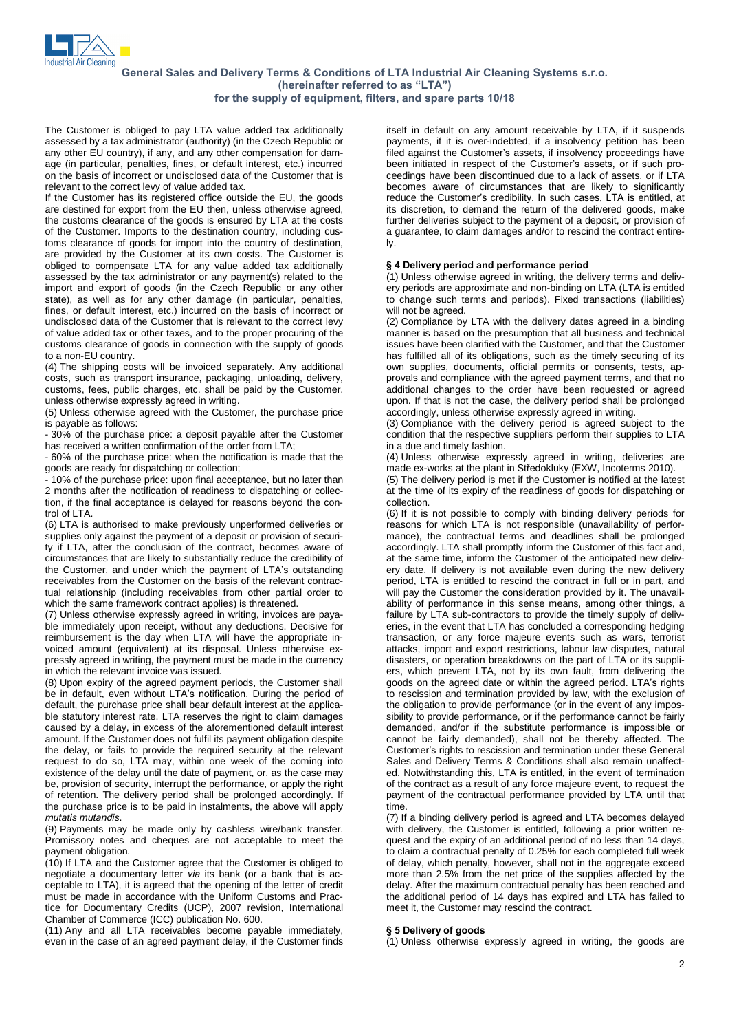The Customer is obliged to pay LTA value added tax additionally assessed by a tax administrator (authority) (in the Czech Republic or any other EU country), if any, and any other compensation for damage (in particular, penalties, fines, or default interest, etc.) incurred on the basis of incorrect or undisclosed data of the Customer that is relevant to the correct levy of value added tax.

If the Customer has its registered office outside the EU, the goods are destined for export from the EU then, unless otherwise agreed, the customs clearance of the goods is ensured by LTA at the costs of the Customer. Imports to the destination country, including customs clearance of goods for import into the country of destination, are provided by the Customer at its own costs. The Customer is obliged to compensate LTA for any value added tax additionally assessed by the tax administrator or any payment(s) related to the import and export of goods (in the Czech Republic or any other state), as well as for any other damage (in particular, penalties, fines, or default interest, etc.) incurred on the basis of incorrect or undisclosed data of the Customer that is relevant to the correct levy of value added tax or other taxes, and to the proper procuring of the customs clearance of goods in connection with the supply of goods to a non-EU country.

(4) The shipping costs will be invoiced separately. Any additional costs, such as transport insurance, packaging, unloading, delivery, customs, fees, public charges, etc. shall be paid by the Customer, unless otherwise expressly agreed in writing.

(5) Unless otherwise agreed with the Customer, the purchase price is payable as follows:

- 30% of the purchase price: a deposit payable after the Customer has received a written confirmation of the order from LTA;
- 60% of the purchase price: when the notification is made that the goods are ready for dispatching or collection;
- 10% of the purchase price: upon final acceptance, but no later than 2 months after the notification of readiness to dispatching or collection, if the final acceptance is delayed for reasons beyond the control of LTA.

(6) LTA is authorised to make previously unperformed deliveries or supplies only against the payment of a deposit or provision of security if LTA, after the conclusion of the contract, becomes aware of circumstances that are likely to substantially reduce the credibility of the Customer, and under which the payment of LTA's outstanding receivables from the Customer on the basis of the relevant contractual relationship (including receivables from other partial order to which the same framework contract applies) is threatened.

(7) Unless otherwise expressly agreed in writing, invoices are payable immediately upon receipt, without any deductions. Decisive for reimbursement is the day when LTA will have the appropriate invoiced amount (equivalent) at its disposal. Unless otherwise expressly agreed in writing, the payment must be made in the currency in which the relevant invoice was issued.

(8) Upon expiry of the agreed payment periods, the Customer shall be in default, even without LTA's notification. During the period of default, the purchase price shall bear default interest at the applicable statutory interest rate. LTA reserves the right to claim damages caused by a delay, in excess of the aforementioned default interest amount. If the Customer does not fulfil its payment obligation despite the delay, or fails to provide the required security at the relevant request to do so, LTA may, within one week of the coming into existence of the delay until the date of payment, or, as the case may be, provision of security, interrupt the performance, or apply the right of retention. The delivery period shall be prolonged accordingly. If the purchase price is to be paid in instalments, the above will apply *mutatis mutandis*.

(9) Payments may be made only by cashless wire/bank transfer. Promissory notes and cheques are not acceptable to meet the payment obligation.

(10) If LTA and the Customer agree that the Customer is obliged to negotiate a documentary letter *via* its bank (or a bank that is acceptable to LTA), it is agreed that the opening of the letter of credit must be made in accordance with the Uniform Customs and Practice for Documentary Credits (UCP), 2007 revision, International Chamber of Commerce (ICC) publication No. 600.

(11) Any and all LTA receivables become payable immediately, even in the case of an agreed payment delay, if the Customer finds itself in default on any amount receivable by LTA, if it suspends payments, if it is over-indebted, if a insolvency petition has been filed against the Customer's assets, if insolvency proceedings have been initiated in respect of the Customer's assets, or if such proceedings have been discontinued due to a lack of assets, or if LTA becomes aware of circumstances that are likely to significantly reduce the Customer's credibility. In such cases, LTA is entitled, at its discretion, to demand the return of the delivered goods, make further deliveries subject to the payment of a deposit, or provision of a guarantee, to claim damages and/or to rescind the contract entirely.

#### § 4 Delivery period and performance period

(1) Unless otherwise agreed in writing, the delivery terms and delivery periods are approximate and non-binding on LTA (LTA is entitled to change such terms and periods). Fixed transactions (liabilities) will not be agreed.

(2) Compliance by LTA with the delivery dates agreed in a binding manner is based on the presumption that all business and technical issues have been clarified with the Customer, and that the Customer has fulfilled all of its obligations, such as the timely securing of its own supplies, documents, official permits or consents, tests, approvals and compliance with the agreed payment terms, and that no additional changes to the order have been requested or agreed upon. If that is not the case, the delivery period shall be prolonged accordingly, unless otherwise expressly agreed in writing.

(3) Compliance with the delivery period is agreed subject to the condition that the respective suppliers perform their supplies to LTA in a due and timely fashion.

(4) Unless otherwise expressly agreed in writing, deliveries are made ex-works at the plant in Středokluky (EXW, Incoterms 2010).

(5) The delivery period is met if the Customer is notified at the latest at the time of its expiry of the readiness of goods for dispatching or collection.

(6) If it is not possible to comply with binding delivery periods for reasons for which LTA is not responsible (unavailability of performance), the contractual terms and deadlines shall be prolonged accordingly. LTA shall promptly inform the Customer of this fact and, at the same time, inform the Customer of the anticipated new delivery date. If delivery is not available even during the new delivery period, LTA is entitled to rescind the contract in full or in part, and will pay the Customer the consideration provided by it. The unavailability of performance in this sense means, among other things, a failure by LTA sub-contractors to provide the timely supply of deliveries, in the event that LTA has concluded a corresponding hedging transaction, or any force majeure events such as wars, terrorist attacks, import and export restrictions, labour law disputes, natural disasters, or operation breakdowns on the part of LTA or its suppliers, which prevent LTA, not by its own fault, from delivering the goods on the agreed date or within the agreed period. LTA's rights to rescission and termination provided by law, with the exclusion of the obligation to provide performance (or in the event of any impossibility to provide performance, or if the performance cannot be fairly demanded, and/or if the substitute performance is impossible or cannot be fairly demanded), shall not be thereby affected. The Customer's rights to rescission and termination under these General Sales and Delivery Terms & Conditions shall also remain unaffected. Notwithstanding this, LTA is entitled, in the event of termination of the contract as a result of any force majeure event, to request the payment of the contractual performance provided by LTA until that time.

(7) If a binding delivery period is agreed and LTA becomes delayed with delivery, the Customer is entitled, following a prior written request and the expiry of an additional period of no less than 14 days, to claim a contractual penalty of 0.25% for each completed full week of delay, which penalty, however, shall not in the aggregate exceed more than 2.5% from the net price of the supplies affected by the delay. After the maximum contractual penalty has been reached and the additional period of 14 days has expired and LTA has failed to meet it, the Customer may rescind the contract.

#### § 5 Delivery of goods

(1) Unless otherwise expressly agreed in writing, the goods are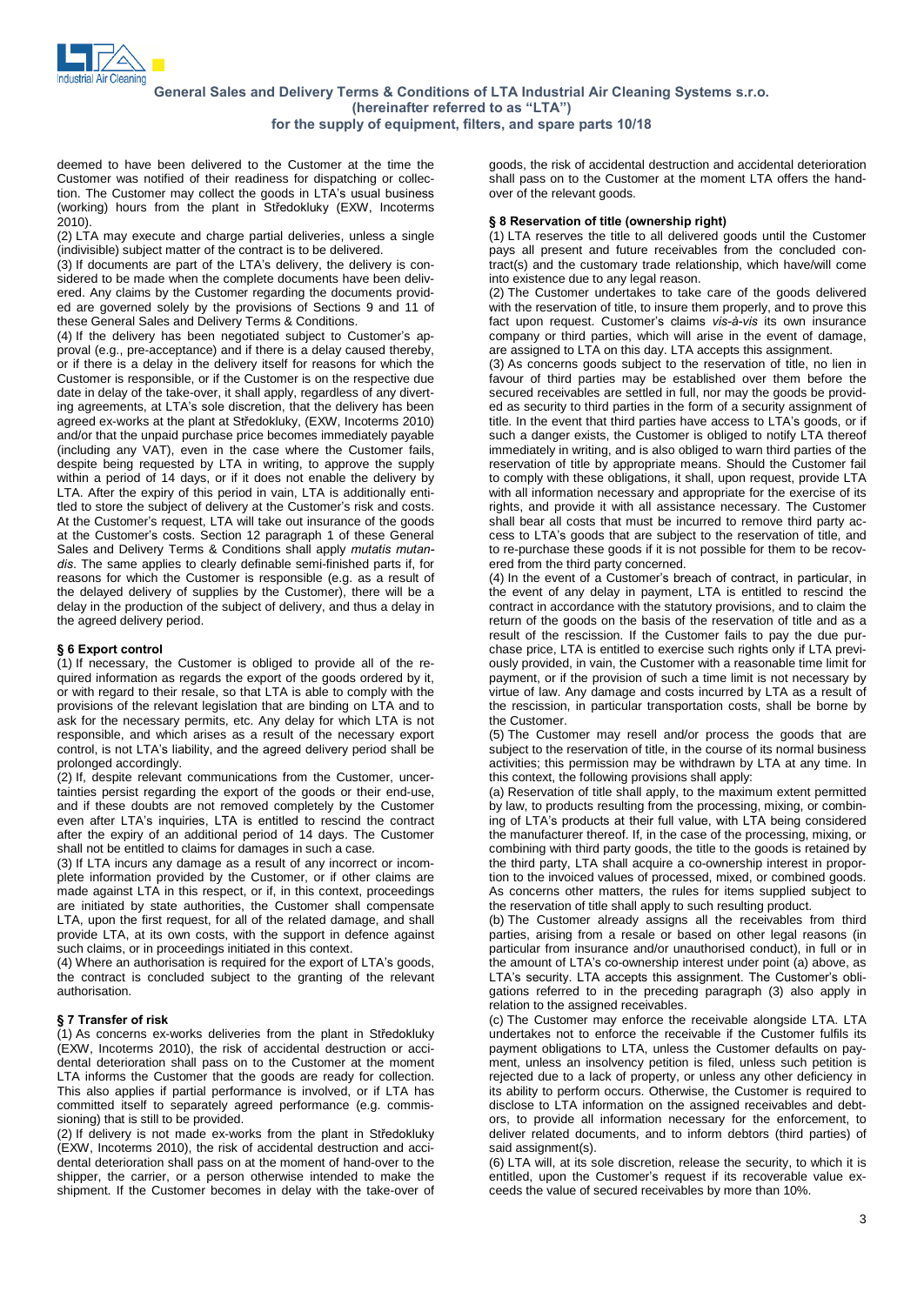deemed to have been delivered to the Customer at the time the Customer was notified of their readiness for dispatching or collection. The Customer may collect the goods in LTA's usual business (working) hours from the plant in Středokluky (EXW, Incoterms 2010).

(2) LTA may execute and charge partial deliveries, unless a single (indivisible) subject matter of the contract is to be delivered.

(3) If documents are part of the LTA's delivery, the delivery is considered to be made when the complete documents have been delivered. Any claims by the Customer regarding the documents provided are governed solely by the provisions of Sections 9 and 11 of these General Sales and Delivery Terms & Conditions.

(4) If the delivery has been negotiated subject to Customer's approval (e.g., pre-acceptance) and if there is a delay caused thereby, or if there is a delay in the delivery itself for reasons for which the Customer is responsible, or if the Customer is on the respective due date in delay of the take-over, it shall apply, regardless of any diverting agreements, at LTA's sole discretion, that the delivery has been agreed ex-works at the plant at Středokluky, (EXW, Incoterms 2010) and/or that the unpaid purchase price becomes immediately payable (including any VAT), even in the case where the Customer fails, despite being requested by LTA in writing, to approve the supply within a period of 14 days, or if it does not enable the delivery by LTA. After the expiry of this period in vain, LTA is additionally entitled to store the subject of delivery at the Customer's risk and costs. At the Customer's request, LTA will take out insurance of the goods at the Customer's costs. Section 12 paragraph 1 of these General Sales and Delivery Terms & Conditions shall apply *mutatis mutandis*. The same applies to clearly definable semi-finished parts if, for reasons for which the Customer is responsible (e.g. as a result of the delayed delivery of supplies by the Customer), there will be a delay in the production of the subject of delivery, and thus a delay in the agreed delivery period.

### § 6 Export control

(1) If necessary, the Customer is obliged to provide all of the required information as regards the export of the goods ordered by it, or with regard to their resale, so that LTA is able to comply with the provisions of the relevant legislation that are binding on LTA and to ask for the necessary permits, etc. Any delay for which LTA is not responsible, and which arises as a result of the necessary export control, is not LTA's liability, and the agreed delivery period shall be prolonged accordingly.

(2) If, despite relevant communications from the Customer, uncertainties persist regarding the export of the goods or their end-use, and if these doubts are not removed completely by the Customer even after LTA's inquiries, LTA is entitled to rescind the contract after the expiry of an additional period of 14 days. The Customer shall not be entitled to claims for damages in such a case.

(3) If LTA incurs any damage as a result of any incorrect or incomplete information provided by the Customer, or if other claims are made against LTA in this respect, or if, in this context, proceedings are initiated by state authorities, the Customer shall compensate LTA, upon the first request, for all of the related damage, and shall provide LTA, at its own costs, with the support in defence against such claims, or in proceedings initiated in this context.

(4) Where an authorisation is required for the export of LTA's goods, the contract is concluded subject to the granting of the relevant authorisation.

### § 7 Transfer of risk

(1) As concerns ex-works deliveries from the plant in Středokluky (EXW, Incoterms 2010), the risk of accidental destruction or accidental deterioration shall pass on to the Customer at the moment LTA informs the Customer that the goods are ready for collection. This also applies if partial performance is involved, or if LTA has committed itself to separately agreed performance (e.g. commissioning) that is still to be provided.

(2) If delivery is not made ex-works from the plant in Středokluky (EXW, Incoterms 2010), the risk of accidental destruction and accidental deterioration shall pass on at the moment of hand-over to the shipper, the carrier, or a person otherwise intended to make the shipment. If the Customer becomes in delay with the take-over of goods, the risk of accidental destruction and accidental deterioration shall pass on to the Customer at the moment LTA offers the hand-over of the relevant goods.

### § 8 Reservation of title (ownership right)

(1) LTA reserves the title to all delivered goods until the Customer pays all present and future receivables from the concluded contract(s) and the customary trade relationship, which have/will come into existence due to any legal reason.

(2) The Customer undertakes to take care of the goods delivered with the reservation of title, to insure them properly, and to prove this fact upon request. Customer's claims *vis-à-vis* its own insurance company or third parties, which will arise in the event of damage, are assigned to LTA on this day. LTA accepts this assignment.

(3) As concerns goods subject to the reservation of title, no lien in favour of third parties may be established over them before the secured receivables are settled in full, nor may the goods be provided as security to third parties in the form of a security assignment of title. In the event that third parties have access to LTA's goods, or if such a danger exists, the Customer is obliged to notify LTA thereof immediately in writing, and is also obliged to warn third parties of the reservation of title by appropriate means. Should the Customer fail to comply with these obligations, it shall, upon request, provide LTA with all information necessary and appropriate for the exercise of its rights, and provide it with all assistance necessary. The Customer shall bear all costs that must be incurred to remove third party access to LTA's goods that are subject to the reservation of title, and to re-purchase these goods if it is not possible for them to be recovered from the third party concerned.

(4) In the event of a Customer's breach of contract, in particular, in the event of any delay in payment, LTA is entitled to rescind the contract in accordance with the statutory provisions, and to claim the return of the goods on the basis of the reservation of title and as a result of the rescission. If the Customer fails to pay the due purchase price, LTA is entitled to exercise such rights only if LTA previously provided, in vain, the Customer with a reasonable time limit for payment, or if the provision of such a time limit is not necessary by virtue of law. Any damage and costs incurred by LTA as a result of the rescission, in particular transportation costs, shall be borne by the Customer.

(5) The Customer may resell and/or process the goods that are subject to the reservation of title, in the course of its normal business activities; this permission may be withdrawn by LTA at any time. In this context, the following provisions shall apply:

(a) Reservation of title shall apply, to the maximum extent permitted by law, to products resulting from the processing, mixing, or combining of LTA's products at their full value, with LTA being considered the manufacturer thereof. If, in the case of the processing, mixing, or combining with third party goods, the title to the goods is retained by the third party, LTA shall acquire a co-ownership interest in proportion to the invoiced values of processed, mixed, or combined goods. As concerns other matters, the rules for items supplied subject to the reservation of title shall apply to such resulting product.

(b) The Customer already assigns all the receivables from third parties, arising from a resale or based on other legal reasons (in particular from insurance and/or unauthorised conduct), in full or in the amount of LTA's co-ownership interest under point (a) above, as LTA's security. LTA accepts this assignment. The Customer's obligations referred to in the preceding paragraph (3) also apply in relation to the assigned receivables.

(c) The Customer may enforce the receivable alongside LTA. LTA undertakes not to enforce the receivable if the Customer fulfils its payment obligations to LTA, unless the Customer defaults on payment, unless an insolvency petition is filed, unless such petition is rejected due to a lack of property, or unless any other deficiency in its ability to perform occurs. Otherwise, the Customer is required to disclose to LTA information on the assigned receivables and debtors, to provide all information necessary for the enforcement, to deliver related documents, and to inform debtors (third parties) of said assignment(s).

(6) LTA will, at its sole discretion, release the security, to which it is entitled, upon the Customer's request if its recoverable value exceeds the value of secured receivables by more than 10%.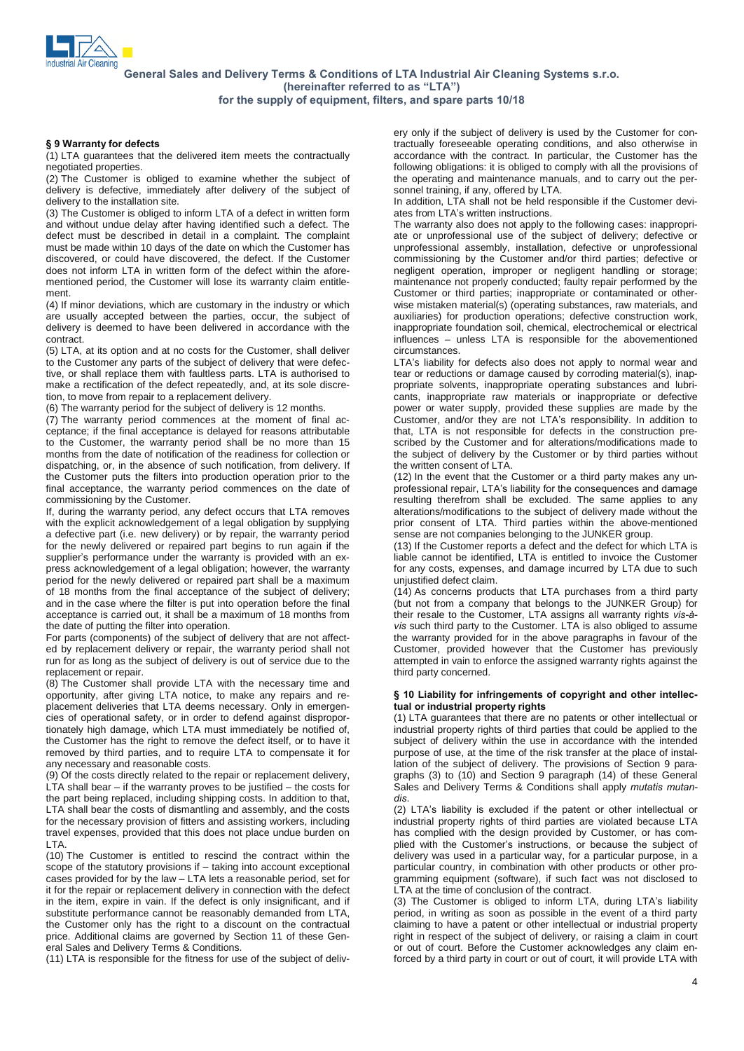## § 9 Warranty for defects

(1) LTA guarantees that the delivered item meets the contractually negotiated properties.

(2) The Customer is obliged to examine whether the subject of delivery is defective, immediately after delivery of the subject of delivery to the installation site.

(3) The Customer is obliged to inform LTA of a defect in written form and without undue delay after having identified such a defect. The defect must be described in detail in a complaint. The complaint must be made within 10 days of the date on which the Customer has discovered, or could have discovered, the defect. If the Customer does not inform LTA in written form of the defect within the aforementioned period, the Customer will lose its warranty claim entitlement.

(4) If minor deviations, which are customary in the industry or which are usually accepted between the parties, occur, the subject of delivery is deemed to have been delivered in accordance with the contract.

(5) LTA, at its option and at no costs for the Customer, shall deliver to the Customer any parts of the subject of delivery that were defective, or shall replace them with faultless parts. LTA is authorised to make a rectification of the defect repeatedly, and, at its sole discretion, to move from repair to a replacement delivery.

(6) The warranty period for the subject of delivery is 12 months.

(7) The warranty period commences at the moment of final acceptance; if the final acceptance is delayed for reasons attributable to the Customer, the warranty period shall be no more than 15 months from the date of notification of the readiness for collection or dispatching, or, in the absence of such notification, from delivery. If the Customer puts the filters into production operation prior to the final acceptance, the warranty period commences on the date of commissioning by the Customer.

If, during the warranty period, any defect occurs that LTA removes with the explicit acknowledgement of a legal obligation by supplying a defective part (i.e. new delivery) or by repair, the warranty period for the newly delivered or repaired part begins to run again if the supplier's performance under the warranty is provided with an express acknowledgement of a legal obligation; however, the warranty period for the newly delivered or repaired part shall be a maximum of 18 months from the final acceptance of the subject of delivery; and in the case where the filter is put into operation before the final acceptance is carried out, it shall be a maximum of 18 months from the date of putting the filter into operation.

For parts (components) of the subject of delivery that are not affected by replacement delivery or repair, the warranty period shall not run for as long as the subject of delivery is out of service due to the replacement or repair.

(8) The Customer shall provide LTA with the necessary time and opportunity, after giving LTA notice, to make any repairs and replacement deliveries that LTA deems necessary. Only in emergencies of operational safety, or in order to defend against disproportionately high damage, which LTA must immediately be notified of, the Customer has the right to remove the defect itself, or to have it removed by third parties, and to require LTA to compensate it for any necessary and reasonable costs.

(9) Of the costs directly related to the repair or replacement delivery, LTA shall bear – if the warranty proves to be justified – the costs for the part being replaced, including shipping costs. In addition to that, LTA shall bear the costs of dismantling and assembly, and the costs for the necessary provision of fitters and assisting workers, including travel expenses, provided that this does not place undue burden on LTA.

(10) The Customer is entitled to rescind the contract within the scope of the statutory provisions if – taking into account exceptional cases provided for by the law – LTA lets a reasonable period, set for it for the repair or replacement delivery in connection with the defect in the item, expire in vain. If the defect is only insignificant, and if substitute performance cannot be reasonably demanded from LTA, the Customer only has the right to a discount on the contractual price. Additional claims are governed by Section 11 of these General Sales and Delivery Terms & Conditions.

(11) LTA is responsible for the fitness for use of the subject of delivery only if the subject of delivery is used by the Customer for contractually foreseeable operating conditions, and also otherwise in accordance with the contract. In particular, the Customer has the following obligations: it is obliged to comply with all the provisions of the operating and maintenance manuals, and to carry out the personnel training, if any, offered by LTA.

In addition, LTA shall not be held responsible if the Customer deviates from LTA's written instructions.

The warranty also does not apply to the following cases: inappropriate or unprofessional use of the subject of delivery; defective or unprofessional assembly, installation, defective or unprofessional commissioning by the Customer and/or third parties; defective or negligent operation, improper or negligent handling or storage; maintenance not properly conducted; faulty repair performed by the Customer or third parties; inappropriate or contaminated or otherwise mistaken material(s) (operating substances, raw materials, and auxiliaries) for production operations; defective construction work, inappropriate foundation soil, chemical, electrochemical or electrical influences – unless LTA is responsible for the abovementioned circumstances.

LTA's liability for defects also does not apply to normal wear and tear or reductions or damage caused by corroding material(s), inappropriate solvents, inappropriate operating substances and lubricants, inappropriate raw materials or inappropriate or defective power or water supply, provided these supplies are made by the Customer, and/or they are not LTA's responsibility. In addition to that, LTA is not responsible for defects in the construction prescribed by the Customer and for alterations/modifications made to the subject of delivery by the Customer or by third parties without the written consent of LTA.

(12) In the event that the Customer or a third party makes any unprofessional repair, LTA's liability for the consequences and damage resulting therefrom shall be excluded. The same applies to any alterations/modifications to the subject of delivery made without the prior consent of LTA. Third parties within the above-mentioned sense are not companies belonging to the JUNKER group.

(13) If the Customer reports a defect and the defect for which LTA is liable cannot be identified, LTA is entitled to invoice the Customer for any costs, expenses, and damage incurred by LTA due to such unjustified defect claim.

(14) As concerns products that LTA purchases from a third party (but not from a company that belongs to the JUNKER Group) for their resale to the Customer, LTA assigns all warranty rights *vis-à-vis* such third party to the Customer. LTA is also obliged to assume the warranty provided for in the above paragraphs in favour of the Customer, provided however that the Customer has previously attempted in vain to enforce the assigned warranty rights against the third party concerned.

## § 10 Liability for infringements of copyright and other intellectual or industrial property rights

(1) LTA guarantees that there are no patents or other intellectual or industrial property rights of third parties that could be applied to the subject of delivery within the use in accordance with the intended purpose of use, at the time of the risk transfer at the place of installation of the subject of delivery. The provisions of Section 9 paragraphs (3) to (10) and Section 9 paragraph (14) of these General Sales and Delivery Terms & Conditions shall apply *mutatis mutandis*.

(2) LTA's liability is excluded if the patent or other intellectual or industrial property rights of third parties are violated because LTA has complied with the design provided by Customer, or has complied with the Customer's instructions, or because the subject of delivery was used in a particular way, for a particular purpose, in a particular country, in combination with other products or other programming equipment (software), if such fact was not disclosed to LTA at the time of conclusion of the contract.

(3) The Customer is obliged to inform LTA, during LTA's liability period, in writing as soon as possible in the event of a third party claiming to have a patent or other intellectual or industrial property right in respect of the subject of delivery, or raising a claim in court or out of court. Before the Customer acknowledges any claim enforced by a third party in court or out of court, it will provide LTA with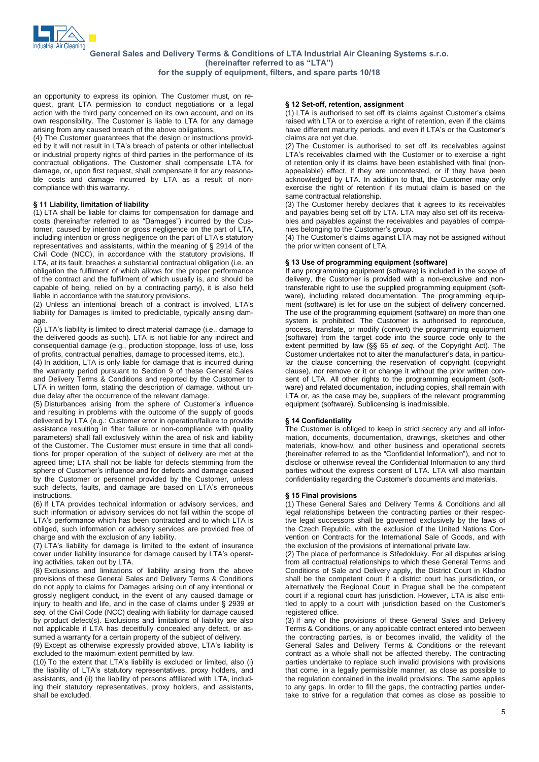an opportunity to express its opinion. The Customer must, on request, grant LTA permission to conduct negotiations or a legal action with the third party concerned on its own account, and on its own responsibility. The Customer is liable to LTA for any damage arising from any caused breach of the above obligations.

(4) The Customer guarantees that the design or instructions provided by it will not result in LTA's breach of patents or other intellectual or industrial property rights of third parties in the performance of its contractual obligations. The Customer shall compensate LTA for damage, or, upon first request, shall compensate it for any reasonable costs and damage incurred by LTA as a result of non-compliance with this warranty.

## § 11 Liability, limitation of liability

(1) LTA shall be liable for claims for compensation for damage and costs (hereinafter referred to as "Damages") incurred by the Customer, caused by intention or gross negligence on the part of LTA, including intention or gross negligence on the part of LTA's statutory representatives and assistants, within the meaning of § 2914 of the Civil Code (NCC), in accordance with the statutory provisions. If LTA, at its fault, breaches a substantial contractual obligation (i.e. an obligation the fulfilment of which allows for the proper performance of the contract and the fulfilment of which usually is, and should be capable of being, relied on by a contracting party), it is also held liable in accordance with the statutory provisions.

(2) Unless an intentional breach of a contract is involved, LTA's liability for Damages is limited to predictable, typically arising damage.

(3) LTA's liability is limited to direct material damage (i.e., damage to the delivered goods as such). LTA is not liable for any indirect and consequential damage (e.g., production stoppage, loss of use, loss of profits, contractual penalties, damage to processed items, etc.).

(4) In addition, LTA is only liable for damage that is incurred during the warranty period pursuant to Section 9 of these General Sales and Delivery Terms & Conditions and reported by the Customer to LTA in written form, stating the description of damage, without undue delay after the occurrence of the relevant damage.

(5) Disturbances arising from the sphere of Customer's influence and resulting in problems with the outcome of the supply of goods delivered by LTA (e.g.: Customer error in operation/failure to provide assistance resulting in filter failure or non-compliance with quality parameters) shall fall exclusively within the area of risk and liability of the Customer. The Customer must ensure in time that all conditions for proper operation of the subject of delivery are met at the agreed time; LTA shall not be liable for defects stemming from the sphere of Customer's influence and for defects and damage caused by the Customer or personnel provided by the Customer, unless such defects, faults, and damage are based on LTA's erroneous instructions.

(6) If LTA provides technical information or advisory services, and such information or advisory services do not fall within the scope of LTA's performance which has been contracted and to which LTA is obliged, such information or advisory services are provided free of charge and with the exclusion of any liability.

(7) LTA's liability for damage is limited to the extent of insurance cover under liability insurance for damage caused by LTA's operating activities, taken out by LTA.

(8) Exclusions and limitations of liability arising from the above provisions of these General Sales and Delivery Terms & Conditions do not apply to claims for Damages arising out of any intentional or grossly negligent conduct, in the event of any caused damage or injury to health and life, and in the case of claims under § 2939 *et seq.* of the Civil Code (NCC) dealing with liability for damage caused by product defect(s). Exclusions and limitations of liability are also not applicable if LTA has deceitfully concealed any defect, or assumed a warranty for a certain property of the subject of delivery.

(9) Except as otherwise expressly provided above, LTA's liability is excluded to the maximum extent permitted by law.

(10) To the extent that LTA's liability is excluded or limited, also (i) the liability of LTA's statutory representatives, proxy holders, and assistants, and (ii) the liability of persons affiliated with LTA, including their statutory representatives, proxy holders, and assistants, shall be excluded.

## § 12 Set-off, retention, assignment

(1) LTA is authorised to set off its claims against Customer's claims raised with LTA or to exercise a right of retention, even if the claims have different maturity periods, and even if LTA's or the Customer's claims are not yet due.

(2) The Customer is authorised to set off its receivables against LTA's receivables claimed with the Customer or to exercise a right of retention only if its claims have been established with final (non-appealable) effect, if they are uncontested, or if they have been acknowledged by LTA. In addition to that, the Customer may only exercise the right of retention if its mutual claim is based on the same contractual relationship.

(3) The Customer hereby declares that it agrees to its receivables and payables being set off by LTA. LTA may also set off its receivables and payables against the receivables and payables of companies belonging to the Customer's group.

(4) The Customer's claims against LTA may not be assigned without the prior written consent of LTA.

## § 13 Use of programming equipment (software)

If any programming equipment (software) is included in the scope of delivery, the Customer is provided with a non-exclusive and non-transferable right to use the supplied programming equipment (software), including related documentation. The programming equipment (software) is let for use on the subject of delivery concerned. The use of the programming equipment (software) on more than one system is prohibited. The Customer is authorised to reproduce, process, translate, or modify (convert) the programming equipment (software) from the target code into the source code only to the extent permitted by law (§§ 65 *et seq.* of the Copyright Act). The Customer undertakes not to alter the manufacturer's data, in particular the clause concerning the reservation of copyright (copyright clause), nor remove or it or change it without the prior written consent of LTA. All other rights to the programming equipment (software) and related documentation, including copies, shall remain with LTA or, as the case may be, suppliers of the relevant programming equipment (software). Sublicensing is inadmissible.

## § 14 Confidentiality

The Customer is obliged to keep in strict secrecy any and all information, documents, documentation, drawings, sketches and other materials, know-how, and other business and operational secrets (hereinafter referred to as the "Confidential Information"), and not to disclose or otherwise reveal the Confidential Information to any third parties without the express consent of LTA. LTA will also maintain confidentiality regarding the Customer's documents and materials.

## § 15 Final provisions

(1) These General Sales and Delivery Terms & Conditions and all legal relationships between the contracting parties or their respective legal successors shall be governed exclusively by the laws of the Czech Republic, with the exclusion of the United Nations Convention on Contracts for the International Sale of Goods, and with the exclusion of the provisions of international private law.

(2) The place of performance is Středokluky. For all disputes arising from all contractual relationships to which these General Terms and Conditions of Sale and Delivery apply, the District Court in Kladno shall be the competent court if a district court has jurisdiction, or alternatively the Regional Court in Prague shall be the competent court if a regional court has jurisdiction. However, LTA is also entitled to apply to a court with jurisdiction based on the Customer's registered office.

(3) If any of the provisions of these General Sales and Delivery Terms & Conditions, or any applicable contract entered into between the contracting parties, is or becomes invalid, the validity of the General Sales and Delivery Terms & Conditions or the relevant contract as a whole shall not be affected thereby. The contracting parties undertake to replace such invalid provisions with provisions that come, in a legally permissible manner, as close as possible to the regulation contained in the invalid provisions. The same applies to any gaps. In order to fill the gaps, the contracting parties undertake to strive for a regulation that comes as close as possible to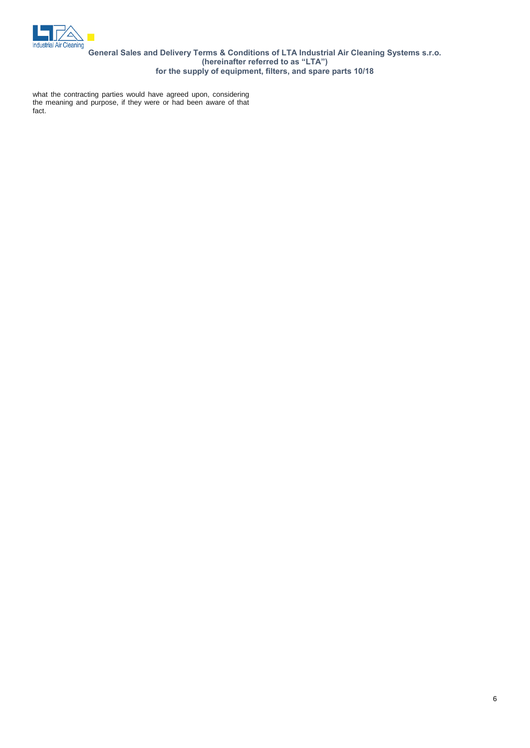what the contracting parties would have agreed upon, considering the meaning and purpose, if they were or had been aware of that fact.